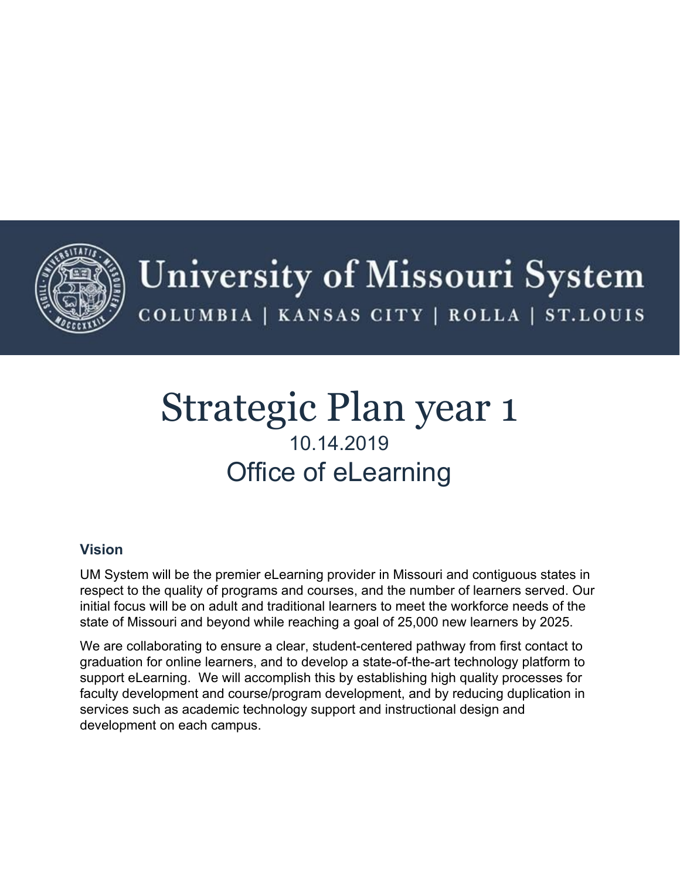University of Missouri System

COLUMBIA | KANSAS CITY | ROLLA | ST.LOUIS

# Strategic Plan year 1

10.14.2019

Office of eLearning

### Vision

UM System will be the premier eLearning provider in Missouri and contiguous states in respect to the quality of programs and courses, and the number of learners served. Our initial focus will be on adult and traditional learners to meet the workforce needs of the state of Missouri and beyond while reaching a goal of 25,000 new learners by 2025.

We are collaborating to ensure a clear, student-centered pathway from first contact to graduation for online learners, and to develop a state-of-the-art technology platform to support eLearning. We will accomplish this by establishing high quality processes for faculty development and course/program development, and by reducing duplication in services such as academic technology support and instructional design and development on each campus.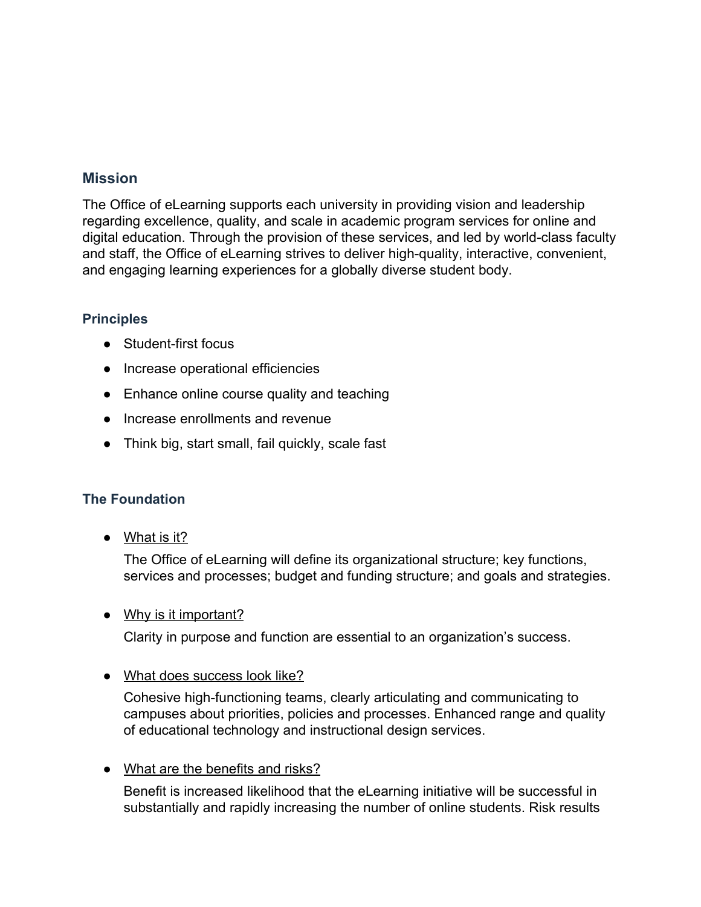## Mission

The Office of eLearning supports each university in providing vision and leadership regarding excellence, quality, and scale in academic program services for online and digital education. Through the provision of these services, and led by world-class faculty and staff, the Office of eLearning strives to deliver high-quality, interactive, convenient, and engaging learning experiences for a globally diverse student body.

### Principles

- Student-first focus
- Increase operational efficiencies
- Enhance online course quality and teaching
- Increase enrollments and revenue
- Think big, start small, fail quickly, scale fast

### The Foundation

- What is it?

  The Office of eLearning will define its organizational structure; key functions, services and processes; budget and funding structure; and goals and strategies.

- Why is it important?

  Clarity in purpose and function are essential to an organization's success.

- What does success look like?

  Cohesive high-functioning teams, clearly articulating and communicating to campuses about priorities, policies and processes. Enhanced range and quality of educational technology and instructional design services.

- What are the benefits and risks?

  Benefit is increased likelihood that the eLearning initiative will be successful in substantially and rapidly increasing the number of online students. Risk results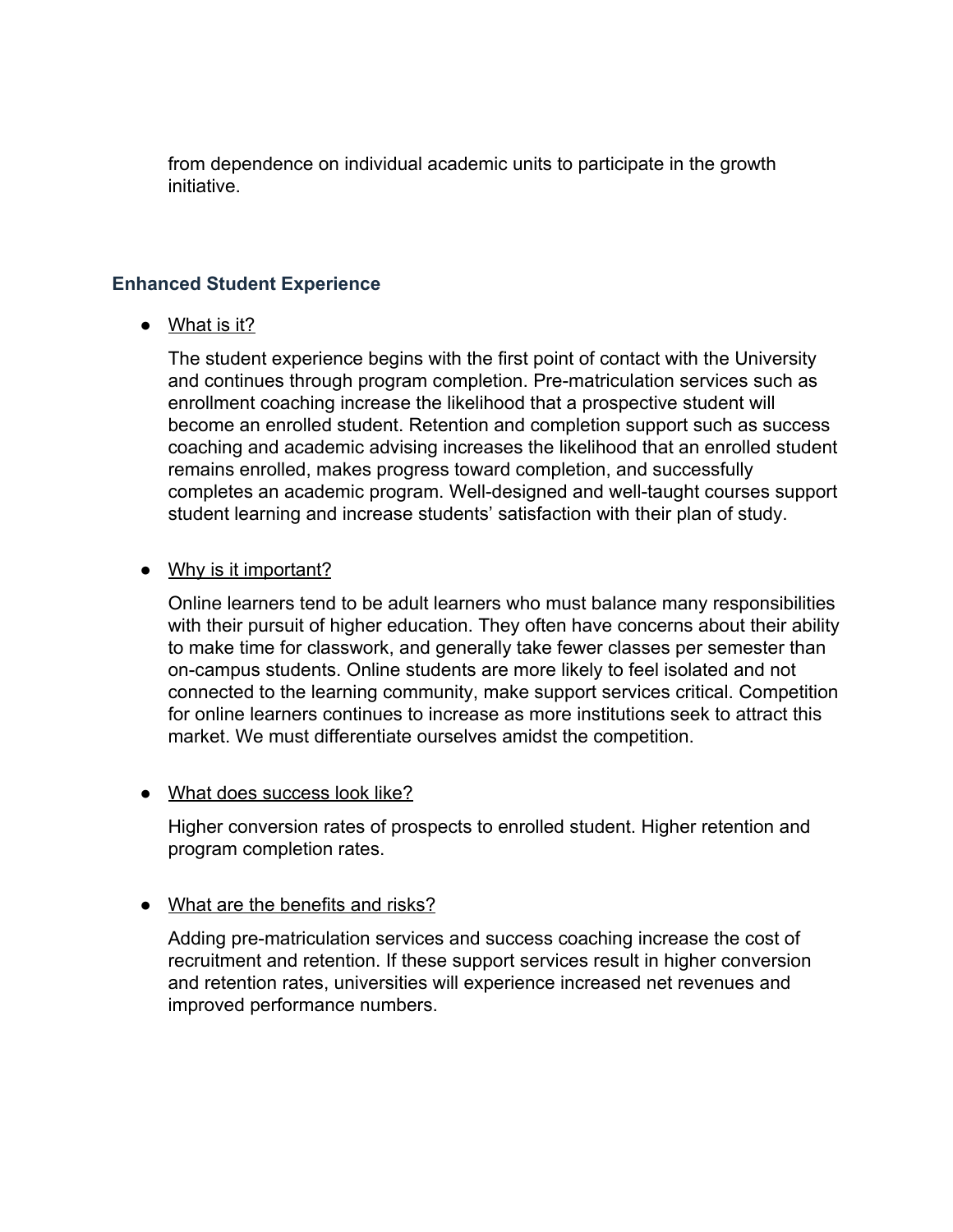from dependence on individual academic units to participate in the growth initiative.

### Enhanced Student Experience

- What is it?

  The student experience begins with the first point of contact with the University and continues through program completion. Pre-matriculation services such as enrollment coaching increase the likelihood that a prospective student will become an enrolled student. Retention and completion support such as success coaching and academic advising increases the likelihood that an enrolled student remains enrolled, makes progress toward completion, and successfully completes an academic program. Well-designed and well-taught courses support student learning and increase students' satisfaction with their plan of study.

- Why is it important?

  Online learners tend to be adult learners who must balance many responsibilities with their pursuit of higher education. They often have concerns about their ability to make time for classwork, and generally take fewer classes per semester than on-campus students. Online students are more likely to feel isolated and not connected to the learning community, make support services critical. Competition for online learners continues to increase as more institutions seek to attract this market. We must differentiate ourselves amidst the competition.

- What does success look like?

  Higher conversion rates of prospects to enrolled student. Higher retention and program completion rates.

- What are the benefits and risks?

  Adding pre-matriculation services and success coaching increase the cost of recruitment and retention. If these support services result in higher conversion and retention rates, universities will experience increased net revenues and improved performance numbers.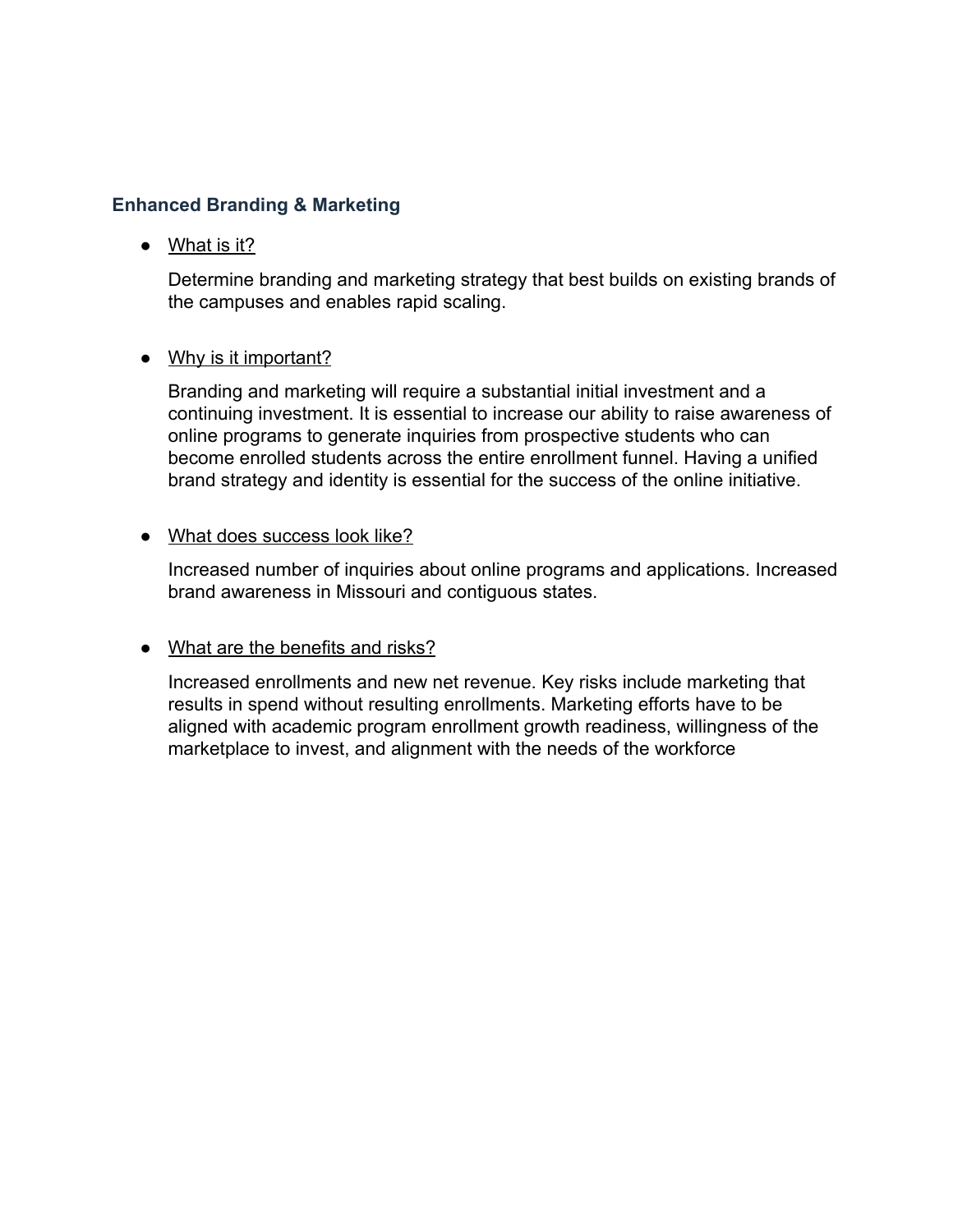### Enhanced Branding & Marketing

- <u>What is it?</u>

  Determine branding and marketing strategy that best builds on existing brands of the campuses and enables rapid scaling.

- <u>Why is it important?</u>

  Branding and marketing will require a substantial initial investment and a continuing investment. It is essential to increase our ability to raise awareness of online programs to generate inquiries from prospective students who can become enrolled students across the entire enrollment funnel. Having a unified brand strategy and identity is essential for the success of the online initiative.

- <u>What does success look like?</u>

  Increased number of inquiries about online programs and applications. Increased brand awareness in Missouri and contiguous states.

- <u>What are the benefits and risks?</u>

  Increased enrollments and new net revenue. Key risks include marketing that results in spend without resulting enrollments. Marketing efforts have to be aligned with academic program enrollment growth readiness, willingness of the marketplace to invest, and alignment with the needs of the workforce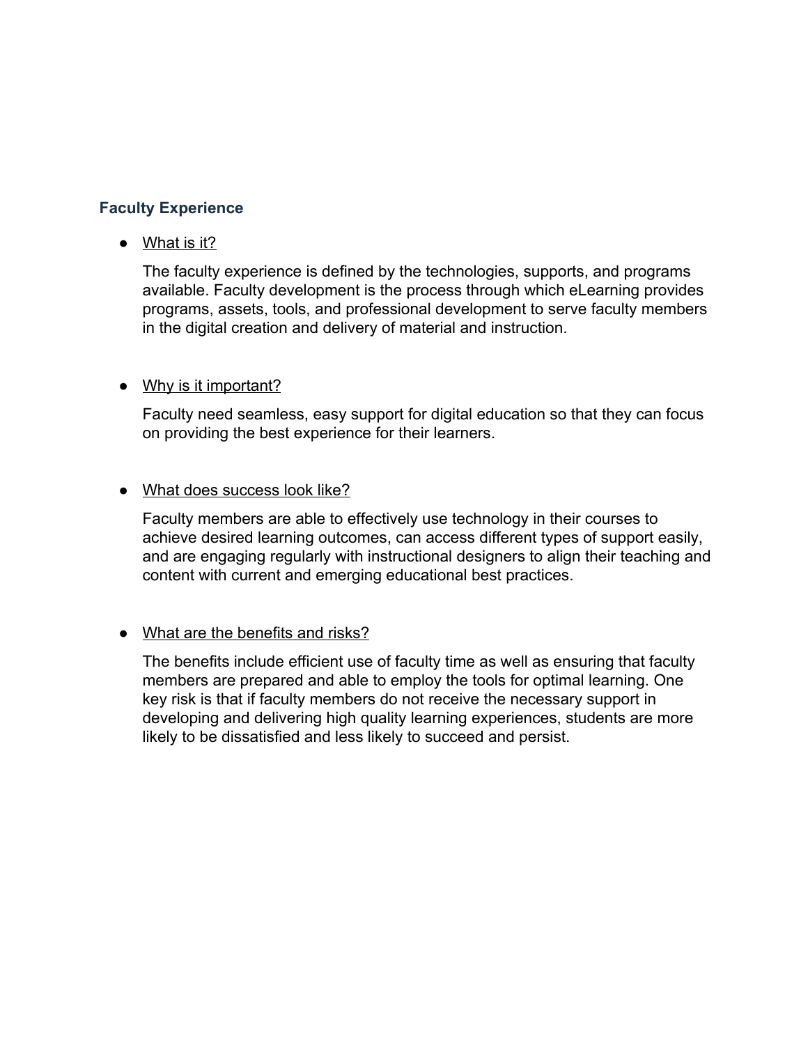### Faculty Experience

- What is it?

  The faculty experience is defined by the technologies, supports, and programs available. Faculty development is the process through which eLearning provides programs, assets, tools, and professional development to serve faculty members in the digital creation and delivery of material and instruction.

- Why is it important?

  Faculty need seamless, easy support for digital education so that they can focus on providing the best experience for their learners.

- What does success look like?

  Faculty members are able to effectively use technology in their courses to achieve desired learning outcomes, can access different types of support easily, and are engaging regularly with instructional designers to align their teaching and content with current and emerging educational best practices.

- What are the benefits and risks?

  The benefits include efficient use of faculty time as well as ensuring that faculty members are prepared and able to employ the tools for optimal learning. One key risk is that if faculty members do not receive the necessary support in developing and delivering high quality learning experiences, students are more likely to be dissatisfied and less likely to succeed and persist.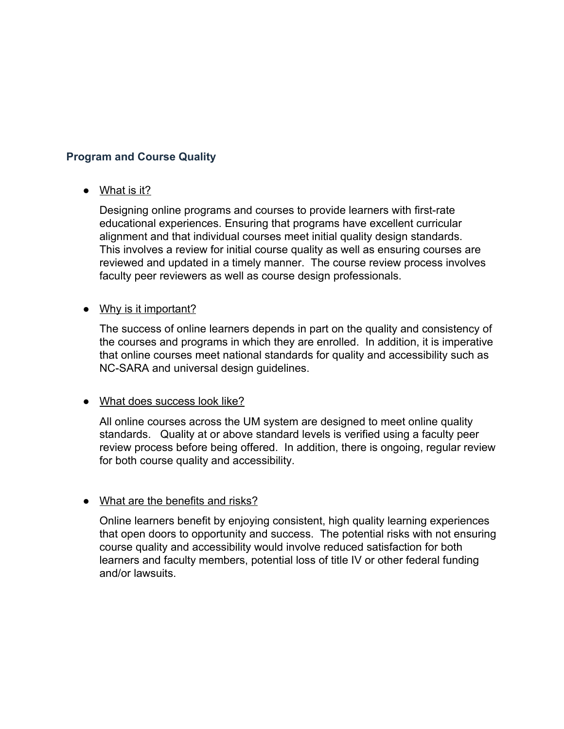## Program and Course Quality

- <u>What is it?</u>

  Designing online programs and courses to provide learners with first-rate educational experiences. Ensuring that programs have excellent curricular alignment and that individual courses meet initial quality design standards. This involves a review for initial course quality as well as ensuring courses are reviewed and updated in a timely manner. The course review process involves faculty peer reviewers as well as course design professionals.

- <u>Why is it important?</u>

  The success of online learners depends in part on the quality and consistency of the courses and programs in which they are enrolled. In addition, it is imperative that online courses meet national standards for quality and accessibility such as NC-SARA and universal design guidelines.

- <u>What does success look like?</u>

  All online courses across the UM system are designed to meet online quality standards. Quality at or above standard levels is verified using a faculty peer review process before being offered. In addition, there is ongoing, regular review for both course quality and accessibility.

- <u>What are the benefits and risks?</u>

  Online learners benefit by enjoying consistent, high quality learning experiences that open doors to opportunity and success. The potential risks with not ensuring course quality and accessibility would involve reduced satisfaction for both learners and faculty members, potential loss of title IV or other federal funding and/or lawsuits.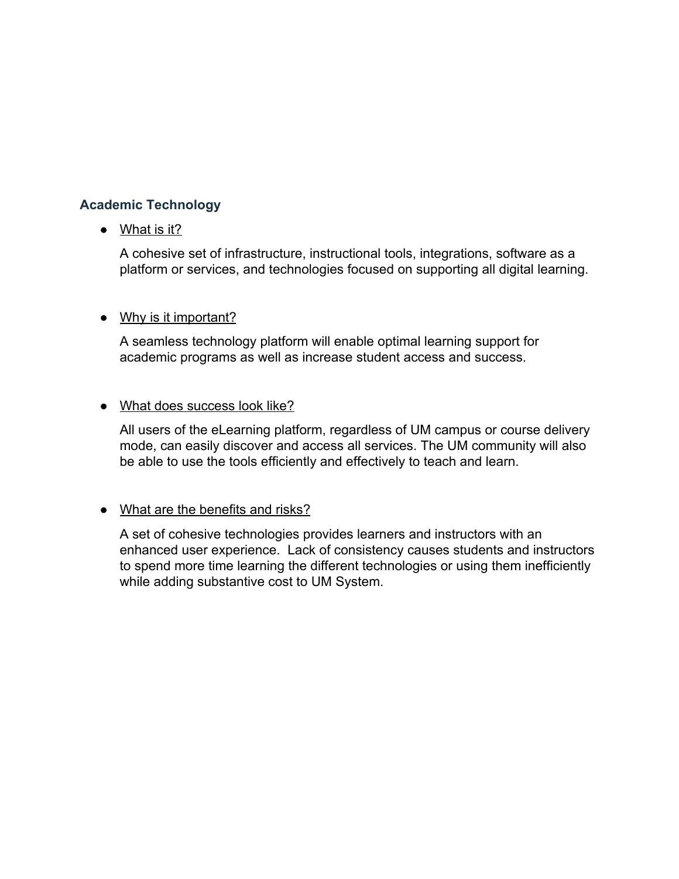### Academic Technology

- What is it?

  A cohesive set of infrastructure, instructional tools, integrations, software as a platform or services, and technologies focused on supporting all digital learning.

- Why is it important?

  A seamless technology platform will enable optimal learning support for academic programs as well as increase student access and success.

- What does success look like?

  All users of the eLearning platform, regardless of UM campus or course delivery mode, can easily discover and access all services. The UM community will also be able to use the tools efficiently and effectively to teach and learn.

- What are the benefits and risks?

  A set of cohesive technologies provides learners and instructors with an enhanced user experience. Lack of consistency causes students and instructors to spend more time learning the different technologies or using them inefficiently while adding substantive cost to UM System.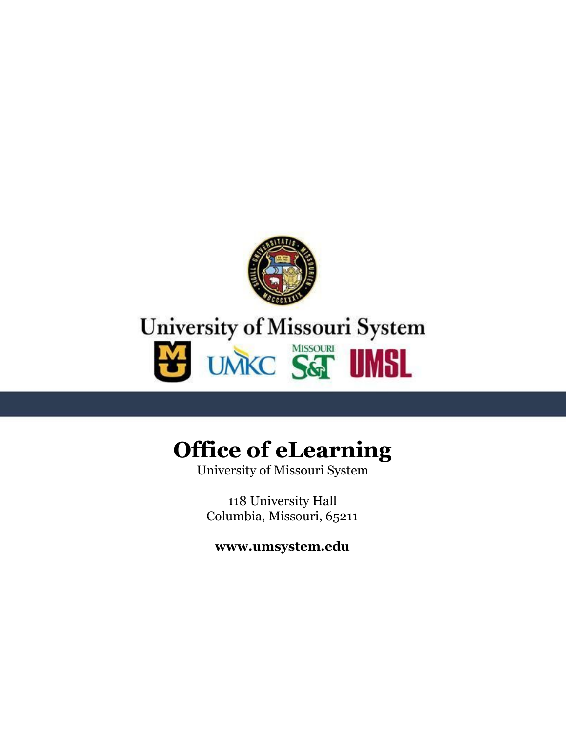University of Missouri System

UMKC MISSOURI S&T UMSL

# Office of eLearning

University of Missouri System

118 University Hall
Columbia, Missouri, 65211

**www.umsystem.edu**